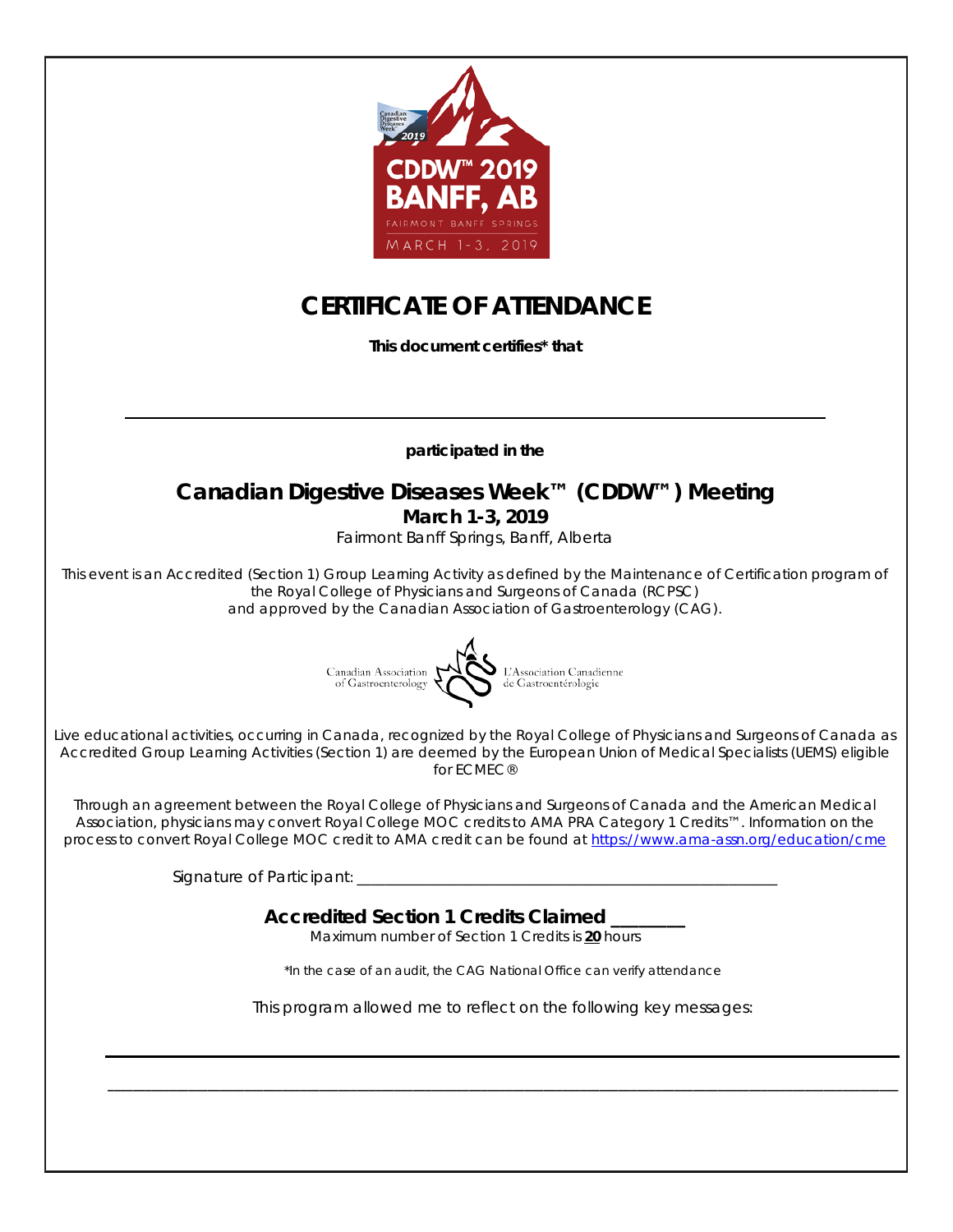Canadian Digestive Diseases Week 2019

CDDW™ 2019
BANFF, AB

FAIRMONT BANFF SPRINGS

MARCH 1-3, 2019

# CERTIFICATE OF ATTENDANCE

**This document certifies* that**

_______________________________________________

**participated in the**

## Canadian Digestive Diseases Week™ (CDDW™) Meeting

**March 1-3, 2019**

Fairmont Banff Springs, Banff, Alberta

This event is an Accredited (Section 1) Group Learning Activity as defined by the Maintenance of Certification program of the Royal College of Physicians and Surgeons of Canada (RCPSC) and approved by the Canadian Association of Gastroenterology (CAG).

Canadian Association of Gastroenterology — L'Association Canadienne de Gastroentérologie

Live educational activities, occurring in Canada, recognized by the Royal College of Physicians and Surgeons of Canada as Accredited Group Learning Activities (Section 1) are deemed by the European Union of Medical Specialists (UEMS) eligible for ECMEC®

Through an agreement between the Royal College of Physicians and Surgeons of Canada and the American Medical Association, physicians may convert Royal College MOC credits to AMA PRA Category 1 Credits™. Information on the process to convert Royal College MOC credit to AMA credit can be found at https://www.ama-assn.org/education/cme

Signature of Participant: _______________________________________________

**Accredited Section 1 Credits Claimed ________**

Maximum number of Section 1 Credits is **20** hours

*In the case of an audit, the CAG National Office can verify attendance

This program allowed me to reflect on the following key messages:

_______________________________________________

_______________________________________________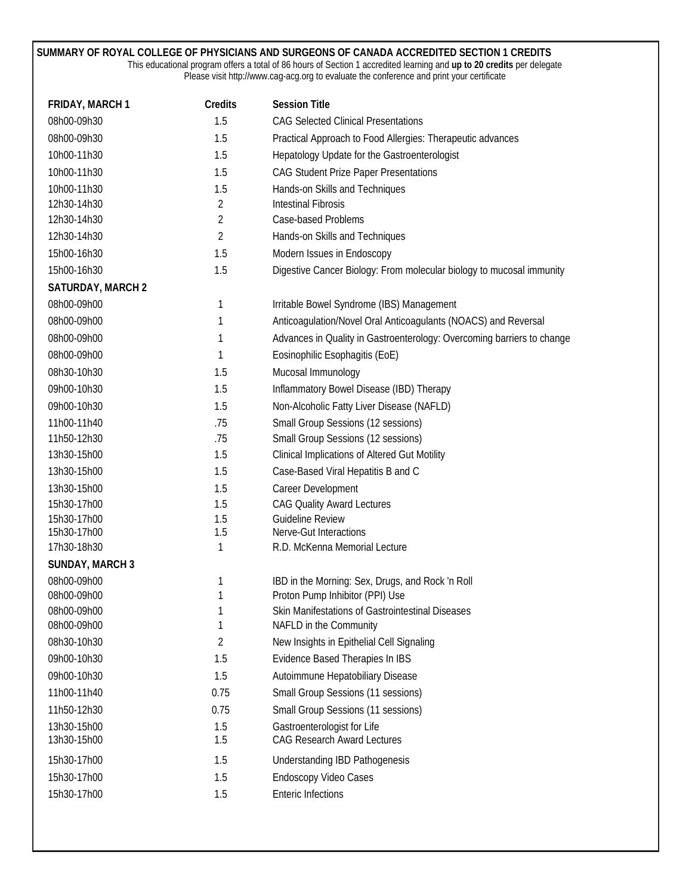**SUMMARY OF ROYAL COLLEGE OF PHYSICIANS AND SURGEONS OF CANADA ACCREDITED SECTION 1 CREDITS**

This educational program offers a total of 86 hours of Section 1 accredited learning and **up to 20 credits** per delegate

Please visit http://www.cag-acg.org to evaluate the conference and print your certificate

| FRIDAY, MARCH 1 | Credits | Session Title |
|---|---|---|
| 08h00-09h30 | 1.5 | CAG Selected Clinical Presentations |
| 08h00-09h30 | 1.5 | Practical Approach to Food Allergies: Therapeutic advances |
| 10h00-11h30 | 1.5 | Hepatology Update for the Gastroenterologist |
| 10h00-11h30 | 1.5 | CAG Student Prize Paper Presentations |
| 10h00-11h30 | 1.5 | Hands-on Skills and Techniques |
| 12h30-14h30 | 2 | Intestinal Fibrosis |
| 12h30-14h30 | 2 | Case-based Problems |
| 12h30-14h30 | 2 | Hands-on Skills and Techniques |
| 15h00-16h30 | 1.5 | Modern Issues in Endoscopy |
| 15h00-16h30 | 1.5 | Digestive Cancer Biology: From molecular biology to mucosal immunity |
| **SATURDAY, MARCH 2** | | |
| 08h00-09h00 | 1 | Irritable Bowel Syndrome (IBS) Management |
| 08h00-09h00 | 1 | Anticoagulation/Novel Oral Anticoagulants (NOACS) and Reversal |
| 08h00-09h00 | 1 | Advances in Quality in Gastroenterology: Overcoming barriers to change |
| 08h00-09h00 | 1 | Eosinophilic Esophagitis (EoE) |
| 08h30-10h30 | 1.5 | Mucosal Immunology |
| 09h00-10h30 | 1.5 | Inflammatory Bowel Disease (IBD) Therapy |
| 09h00-10h30 | 1.5 | Non-Alcoholic Fatty Liver Disease (NAFLD) |
| 11h00-11h40 | .75 | Small Group Sessions (12 sessions) |
| 11h50-12h30 | .75 | Small Group Sessions (12 sessions) |
| 13h30-15h00 | 1.5 | Clinical Implications of Altered Gut Motility |
| 13h30-15h00 | 1.5 | Case-Based Viral Hepatitis B and C |
| 13h30-15h00 | 1.5 | Career Development |
| 15h30-17h00 | 1.5 | CAG Quality Award Lectures |
| 15h30-17h00 | 1.5 | Guideline Review |
| 15h30-17h00 | 1.5 | Nerve-Gut Interactions |
| 17h30-18h30 | 1 | R.D. McKenna Memorial Lecture |
| **SUNDAY, MARCH 3** | | |
| 08h00-09h00 | 1 | IBD in the Morning: Sex, Drugs, and Rock 'n Roll |
| 08h00-09h00 | 1 | Proton Pump Inhibitor (PPI) Use |
| 08h00-09h00 | 1 | Skin Manifestations of Gastrointestinal Diseases |
| 08h00-09h00 | 1 | NAFLD in the Community |
| 08h30-10h30 | 2 | New Insights in Epithelial Cell Signaling |
| 09h00-10h30 | 1.5 | Evidence Based Therapies In IBS |
| 09h00-10h30 | 1.5 | Autoimmune Hepatobiliary Disease |
| 11h00-11h40 | 0.75 | Small Group Sessions (11 sessions) |
| 11h50-12h30 | 0.75 | Small Group Sessions (11 sessions) |
| 13h30-15h00 | 1.5 | Gastroenterologist for Life |
| 13h30-15h00 | 1.5 | CAG Research Award Lectures |
| 15h30-17h00 | 1.5 | Understanding IBD Pathogenesis |
| 15h30-17h00 | 1.5 | Endoscopy Video Cases |
| 15h30-17h00 | 1.5 | Enteric Infections |